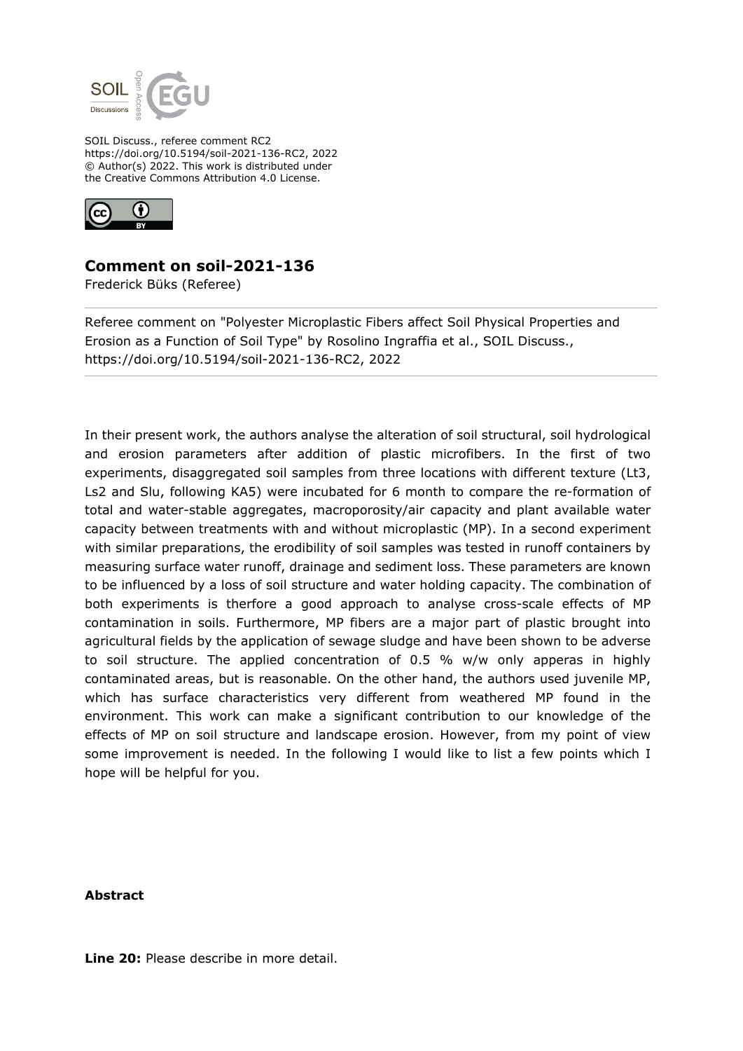SOIL Discuss., referee comment RC2
https://doi.org/10.5194/soil-2021-136-RC2, 2022
© Author(s) 2022. This work is distributed under
the Creative Commons Attribution 4.0 License.

## Comment on soil-2021-136

Frederick Büks (Referee)

Referee comment on "Polyester Microplastic Fibers affect Soil Physical Properties and Erosion as a Function of Soil Type" by Rosolino Ingraffia et al., SOIL Discuss., https://doi.org/10.5194/soil-2021-136-RC2, 2022

In their present work, the authors analyse the alteration of soil structural, soil hydrological and erosion parameters after addition of plastic microfibers. In the first of two experiments, disaggregated soil samples from three locations with different texture (Lt3, Ls2 and Slu, following KA5) were incubated for 6 month to compare the re-formation of total and water-stable aggregates, macroporosity/air capacity and plant available water capacity between treatments with and without microplastic (MP). In a second experiment with similar preparations, the erodibility of soil samples was tested in runoff containers by measuring surface water runoff, drainage and sediment loss. These parameters are known to be influenced by a loss of soil structure and water holding capacity. The combination of both experiments is therfore a good approach to analyse cross-scale effects of MP contamination in soils. Furthermore, MP fibers are a major part of plastic brought into agricultural fields by the application of sewage sludge and have been shown to be adverse to soil structure. The applied concentration of 0.5 % w/w only apperas in highly contaminated areas, but is reasonable. On the other hand, the authors used juvenile MP, which has surface characteristics very different from weathered MP found in the environment. This work can make a significant contribution to our knowledge of the effects of MP on soil structure and landscape erosion. However, from my point of view some improvement is needed. In the following I would like to list a few points which I hope will be helpful for you.

**Abstract**

**Line 20:** Please describe in more detail.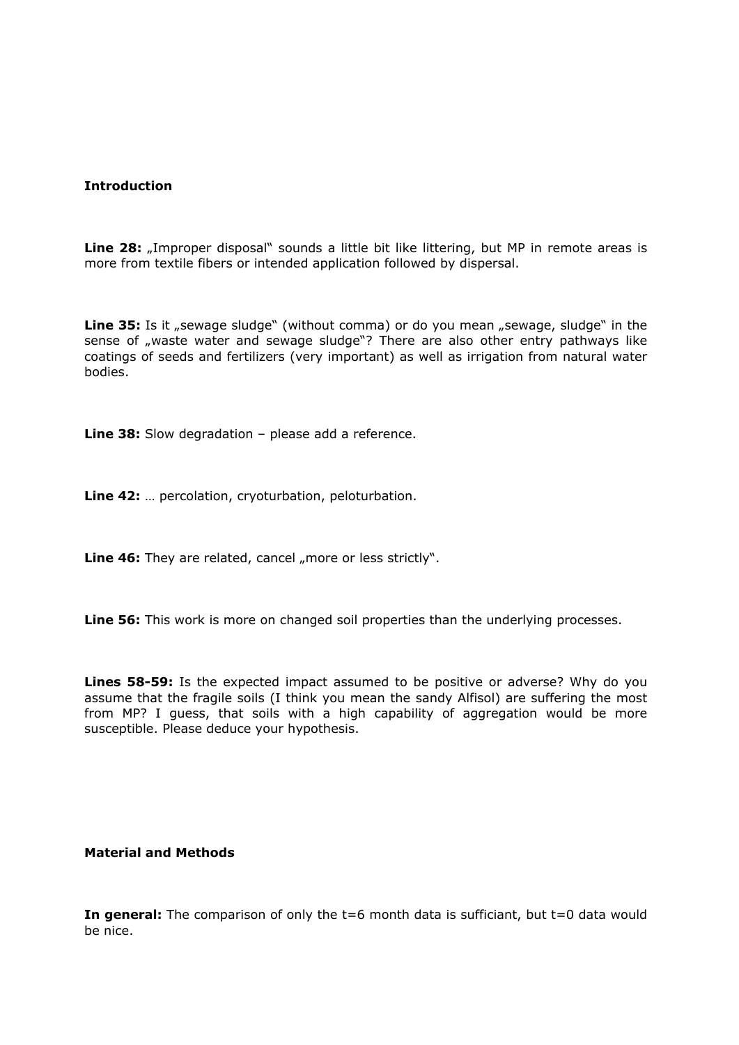**Introduction**

**Line 28:** „Improper disposal" sounds a little bit like littering, but MP in remote areas is more from textile fibers or intended application followed by dispersal.

**Line 35:** Is it „sewage sludge" (without comma) or do you mean „sewage, sludge" in the sense of „waste water and sewage sludge"? There are also other entry pathways like coatings of seeds and fertilizers (very important) as well as irrigation from natural water bodies.

**Line 38:** Slow degradation – please add a reference.

**Line 42:** … percolation, cryoturbation, peloturbation.

**Line 46:** They are related, cancel „more or less strictly".

**Line 56:** This work is more on changed soil properties than the underlying processes.

**Lines 58-59:** Is the expected impact assumed to be positive or adverse? Why do you assume that the fragile soils (I think you mean the sandy Alfisol) are suffering the most from MP? I guess, that soils with a high capability of aggregation would be more susceptible. Please deduce your hypothesis.

**Material and Methods**

**In general:** The comparison of only the t=6 month data is sufficiant, but t=0 data would be nice.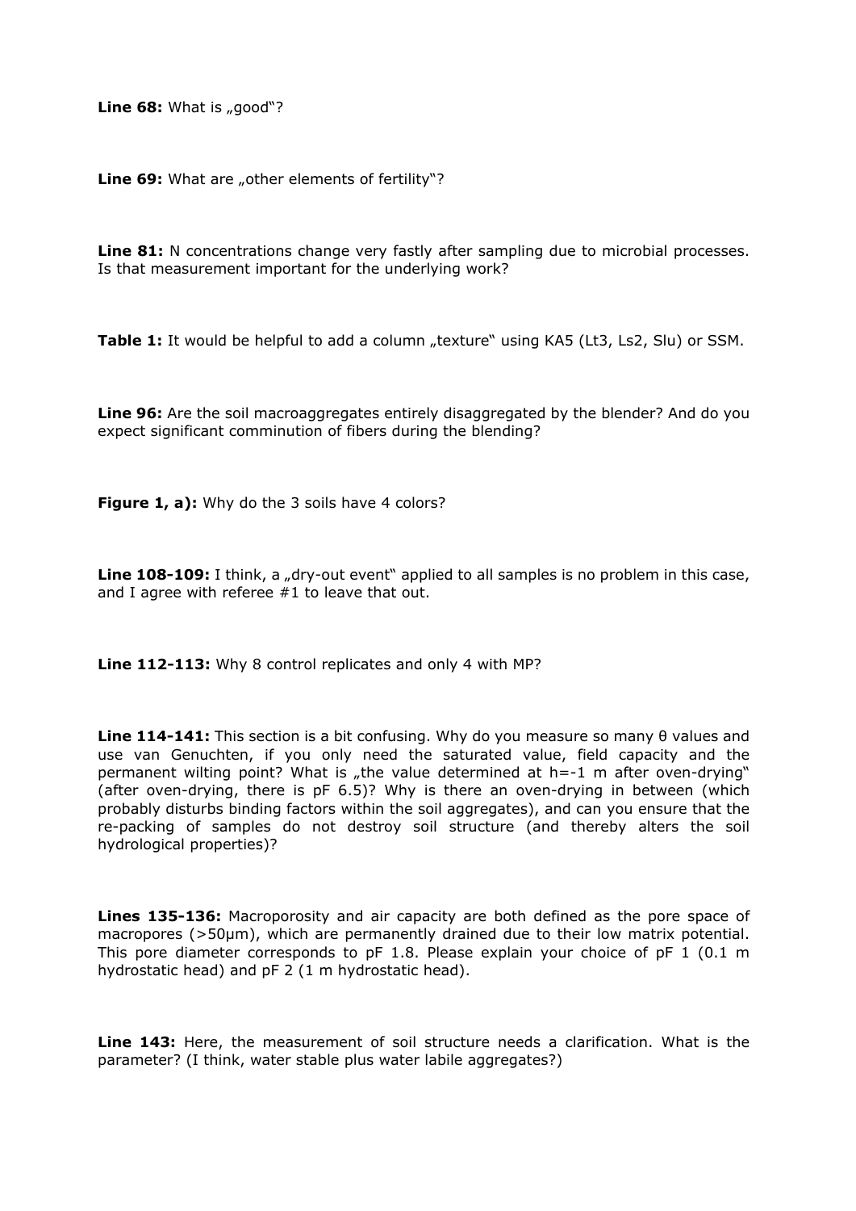**Line 68:** What is „good"?

**Line 69:** What are „other elements of fertility"?

**Line 81:** N concentrations change very fastly after sampling due to microbial processes. Is that measurement important for the underlying work?

**Table 1:** It would be helpful to add a column „texture" using KA5 (Lt3, Ls2, Slu) or SSM.

**Line 96:** Are the soil macroaggregates entirely disaggregated by the blender? And do you expect significant comminution of fibers during the blending?

**Figure 1, a):** Why do the 3 soils have 4 colors?

**Line 108-109:** I think, a „dry-out event" applied to all samples is no problem in this case, and I agree with referee #1 to leave that out.

**Line 112-113:** Why 8 control replicates and only 4 with MP?

**Line 114-141:** This section is a bit confusing. Why do you measure so many θ values and use van Genuchten, if you only need the saturated value, field capacity and the permanent wilting point? What is „the value determined at h=-1 m after oven-drying" (after oven-drying, there is pF 6.5)? Why is there an oven-drying in between (which probably disturbs binding factors within the soil aggregates), and can you ensure that the re-packing of samples do not destroy soil structure (and thereby alters the soil hydrological properties)?

**Lines 135-136:** Macroporosity and air capacity are both defined as the pore space of macropores (>50µm), which are permanently drained due to their low matrix potential. This pore diameter corresponds to pF 1.8. Please explain your choice of pF 1 (0.1 m hydrostatic head) and pF 2 (1 m hydrostatic head).

**Line 143:** Here, the measurement of soil structure needs a clarification. What is the parameter? (I think, water stable plus water labile aggregates?)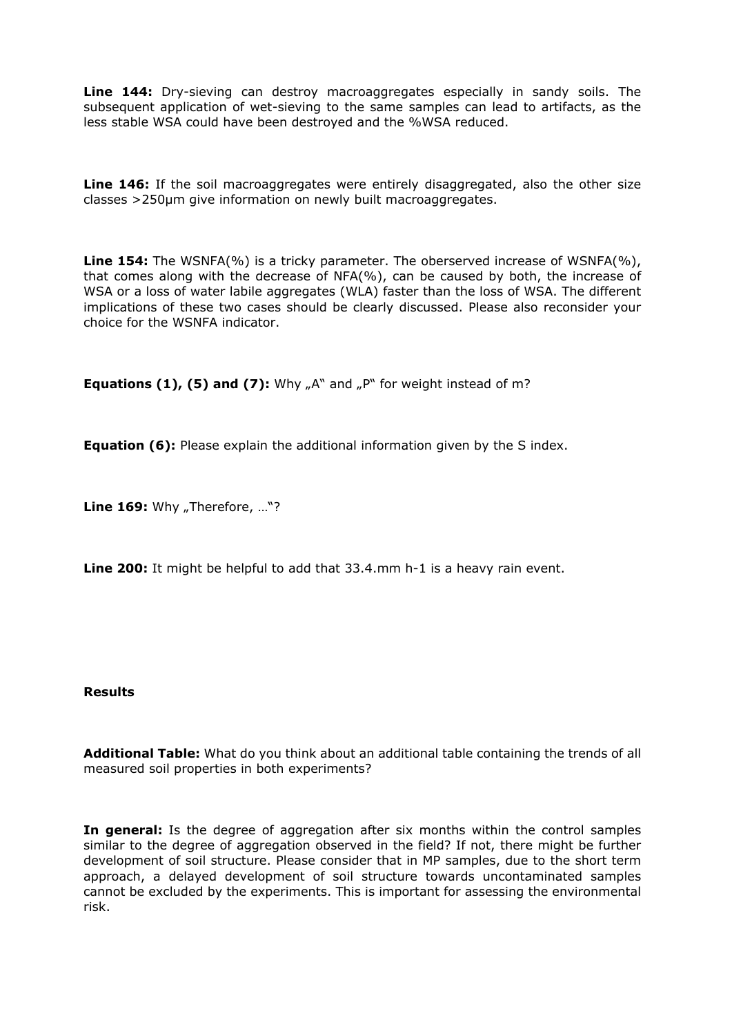**Line 144:** Dry-sieving can destroy macroaggregates especially in sandy soils. The subsequent application of wet-sieving to the same samples can lead to artifacts, as the less stable WSA could have been destroyed and the %WSA reduced.

**Line 146:** If the soil macroaggregates were entirely disaggregated, also the other size classes >250µm give information on newly built macroaggregates.

**Line 154:** The WSNFA(%) is a tricky parameter. The oberserved increase of WSNFA(%), that comes along with the decrease of NFA(%), can be caused by both, the increase of WSA or a loss of water labile aggregates (WLA) faster than the loss of WSA. The different implications of these two cases should be clearly discussed. Please also reconsider your choice for the WSNFA indicator.

**Equations (1), (5) and (7):** Why „A" and „P" for weight instead of m?

**Equation (6):** Please explain the additional information given by the S index.

**Line 169:** Why „Therefore, …"?

**Line 200:** It might be helpful to add that 33.4.mm h-1 is a heavy rain event.

**Results**

**Additional Table:** What do you think about an additional table containing the trends of all measured soil properties in both experiments?

**In general:** Is the degree of aggregation after six months within the control samples similar to the degree of aggregation observed in the field? If not, there might be further development of soil structure. Please consider that in MP samples, due to the short term approach, a delayed development of soil structure towards uncontaminated samples cannot be excluded by the experiments. This is important for assessing the environmental risk.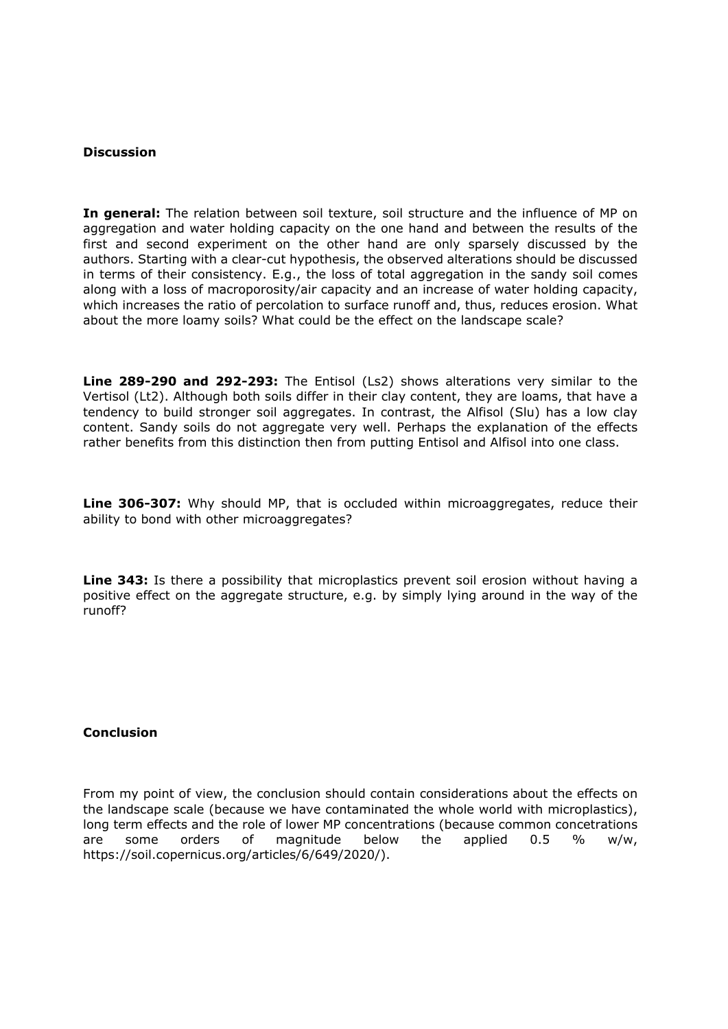**Discussion**

**In general:** The relation between soil texture, soil structure and the influence of MP on aggregation and water holding capacity on the one hand and between the results of the first and second experiment on the other hand are only sparsely discussed by the authors. Starting with a clear-cut hypothesis, the observed alterations should be discussed in terms of their consistency. E.g., the loss of total aggregation in the sandy soil comes along with a loss of macroporosity/air capacity and an increase of water holding capacity, which increases the ratio of percolation to surface runoff and, thus, reduces erosion. What about the more loamy soils? What could be the effect on the landscape scale?

**Line 289-290 and 292-293:** The Entisol (Ls2) shows alterations very similar to the Vertisol (Lt2). Although both soils differ in their clay content, they are loams, that have a tendency to build stronger soil aggregates. In contrast, the Alfisol (Slu) has a low clay content. Sandy soils do not aggregate very well. Perhaps the explanation of the effects rather benefits from this distinction then from putting Entisol and Alfisol into one class.

**Line 306-307:** Why should MP, that is occluded within microaggregates, reduce their ability to bond with other microaggregates?

**Line 343:** Is there a possibility that microplastics prevent soil erosion without having a positive effect on the aggregate structure, e.g. by simply lying around in the way of the runoff?

**Conclusion**

From my point of view, the conclusion should contain considerations about the effects on the landscape scale (because we have contaminated the whole world with microplastics), long term effects and the role of lower MP concentrations (because common concetrations are some orders of magnitude below the applied 0.5 % w/w, https://soil.copernicus.org/articles/6/649/2020/).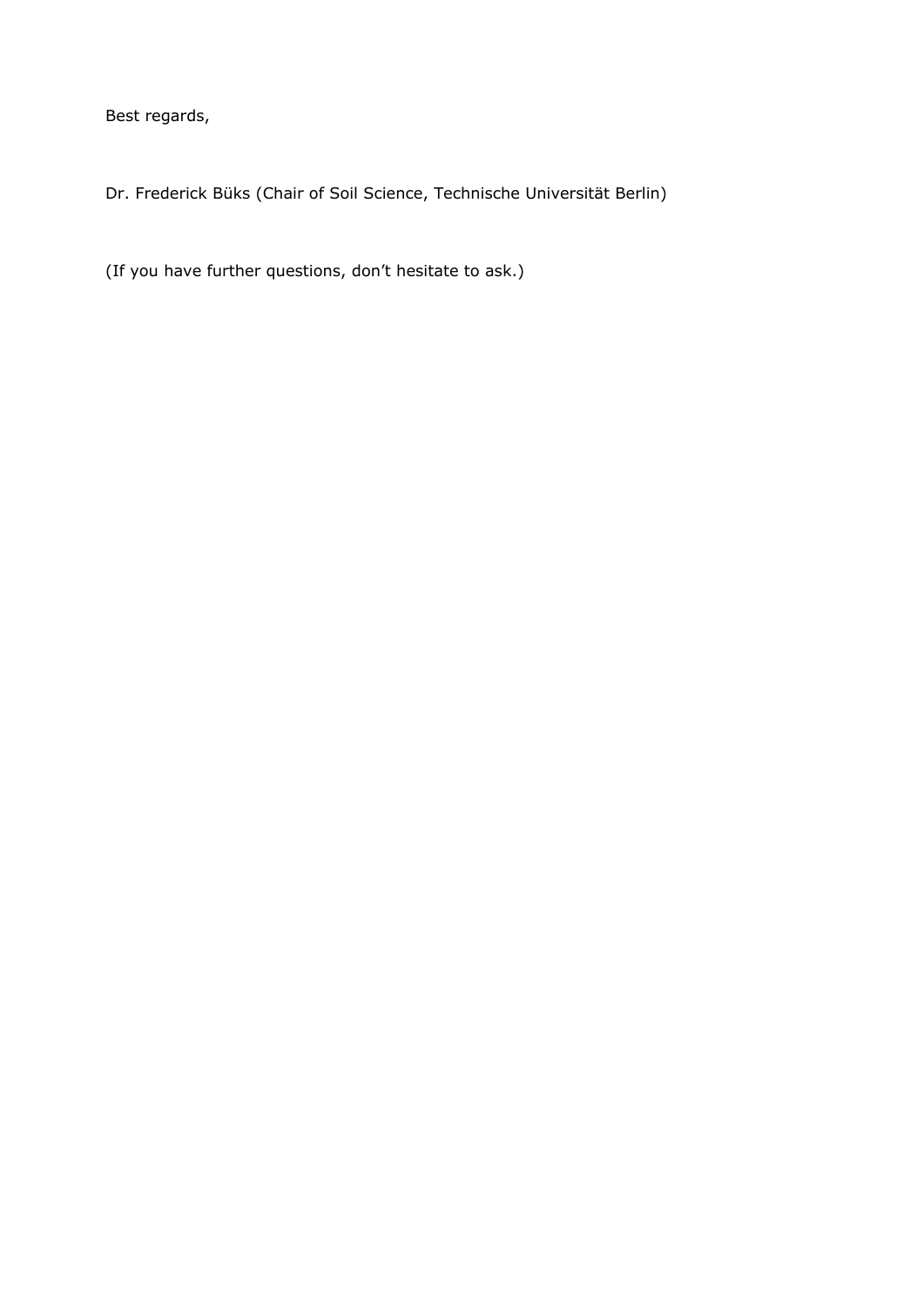Best regards,

Dr. Frederick Büks (Chair of Soil Science, Technische Universität Berlin)

(If you have further questions, don’t hesitate to ask.)